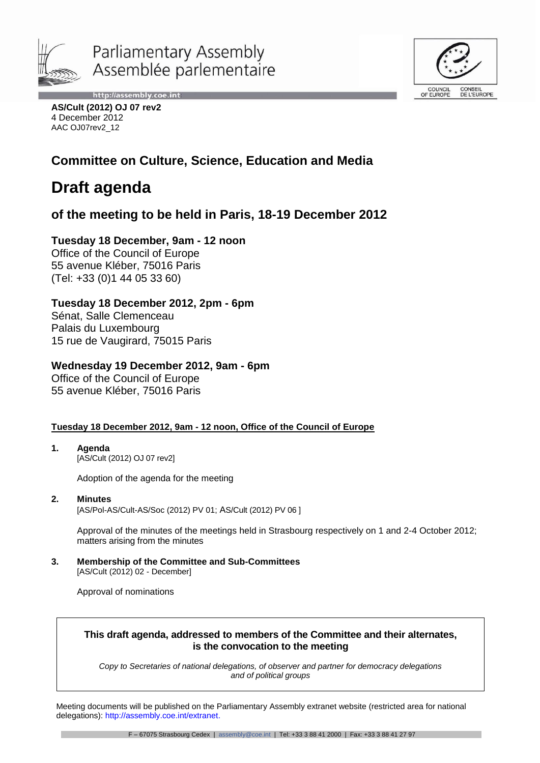Parliamentary Assembly
Assemblée parlementaire

**AS/Cult (2012) OJ 07 rev2**
4 December 2012
AAC OJ07rev2_12

## Committee on Culture, Science, Education and Media

# Draft agenda

## of the meeting to be held in Paris, 18-19 December 2012

### Tuesday 18 December, 9am - 12 noon
Office of the Council of Europe
55 avenue Kléber, 75016 Paris
(Tel: +33 (0)1 44 05 33 60)

### Tuesday 18 December 2012, 2pm - 6pm
Sénat, Salle Clemenceau
Palais du Luxembourg
15 rue de Vaugirard, 75015 Paris

### Wednesday 19 December 2012, 9am - 6pm
Office of the Council of Europe
55 avenue Kléber, 75016 Paris

**Tuesday 18 December 2012, 9am - 12 noon, Office of the Council of Europe**

**1. Agenda**
[AS/Cult (2012) OJ 07 rev2]

Adoption of the agenda for the meeting

**2. Minutes**
[AS/Pol-AS/Cult-AS/Soc (2012) PV 01; AS/Cult (2012) PV 06 ]

Approval of the minutes of the meetings held in Strasbourg respectively on 1 and 2-4 October 2012; matters arising from the minutes

**3. Membership of the Committee and Sub-Committees**
[AS/Cult (2012) 02 - December]

Approval of nominations

**This draft agenda, addressed to members of the Committee and their alternates, is the convocation to the meeting**

*Copy to Secretaries of national delegations, of observer and partner for democracy delegations and of political groups*

Meeting documents will be published on the Parliamentary Assembly extranet website (restricted area for national delegations): http://assembly.coe.int/extranet.

F – 67075 Strasbourg Cedex | assembly@coe.int | Tel: +33 3 88 41 2000 | Fax: +33 3 88 41 27 97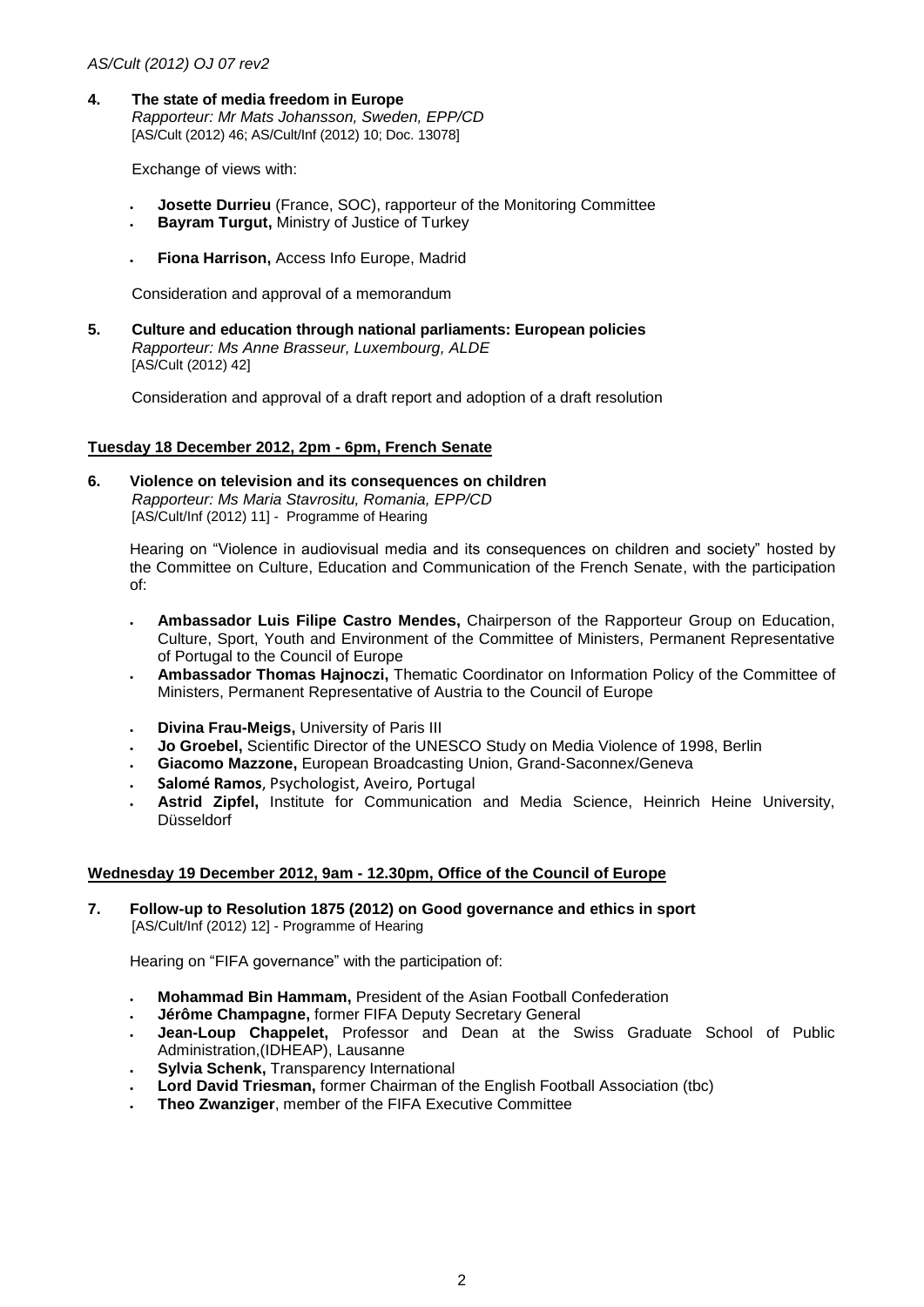**4. The state of media freedom in Europe**
*Rapporteur: Mr Mats Johansson, Sweden, EPP/CD*
[AS/Cult (2012) 46; AS/Cult/Inf (2012) 10; Doc. 13078]

Exchange of views with:

- **Josette Durrieu** (France, SOC), rapporteur of the Monitoring Committee
- **Bayram Turgut,** Ministry of Justice of Turkey
- **Fiona Harrison,** Access Info Europe, Madrid

Consideration and approval of a memorandum

**5. Culture and education through national parliaments: European policies**
*Rapporteur: Ms Anne Brasseur, Luxembourg, ALDE*
[AS/Cult (2012) 42]

Consideration and approval of a draft report and adoption of a draft resolution

**Tuesday 18 December 2012, 2pm - 6pm, French Senate**

**6. Violence on television and its consequences on children**
*Rapporteur: Ms Maria Stavrositu, Romania, EPP/CD*
[AS/Cult/Inf (2012) 11] - Programme of Hearing

Hearing on "Violence in audiovisual media and its consequences on children and society" hosted by the Committee on Culture, Education and Communication of the French Senate, with the participation of:

- **Ambassador Luis Filipe Castro Mendes,** Chairperson of the Rapporteur Group on Education, Culture, Sport, Youth and Environment of the Committee of Ministers, Permanent Representative of Portugal to the Council of Europe
- **Ambassador Thomas Hajnoczi,** Thematic Coordinator on Information Policy of the Committee of Ministers, Permanent Representative of Austria to the Council of Europe
- **Divina Frau-Meigs,** University of Paris III
- **Jo Groebel,** Scientific Director of the UNESCO Study on Media Violence of 1998, Berlin
- **Giacomo Mazzone,** European Broadcasting Union, Grand-Saconnex/Geneva
- **Salomé Ramos**, Psychologist, Aveiro, Portugal
- **Astrid Zipfel,** Institute for Communication and Media Science, Heinrich Heine University, Düsseldorf

**Wednesday 19 December 2012, 9am - 12.30pm, Office of the Council of Europe**

**7. Follow-up to Resolution 1875 (2012) on Good governance and ethics in sport**
[AS/Cult/Inf (2012) 12] - Programme of Hearing

Hearing on "FIFA governance" with the participation of:

- **Mohammad Bin Hammam,** President of the Asian Football Confederation
- **Jérôme Champagne,** former FIFA Deputy Secretary General
- **Jean-Loup Chappelet,** Professor and Dean at the Swiss Graduate School of Public Administration,(IDHEAP), Lausanne
- **Sylvia Schenk,** Transparency International
- **Lord David Triesman,** former Chairman of the English Football Association (tbc)
- **Theo Zwanziger**, member of the FIFA Executive Committee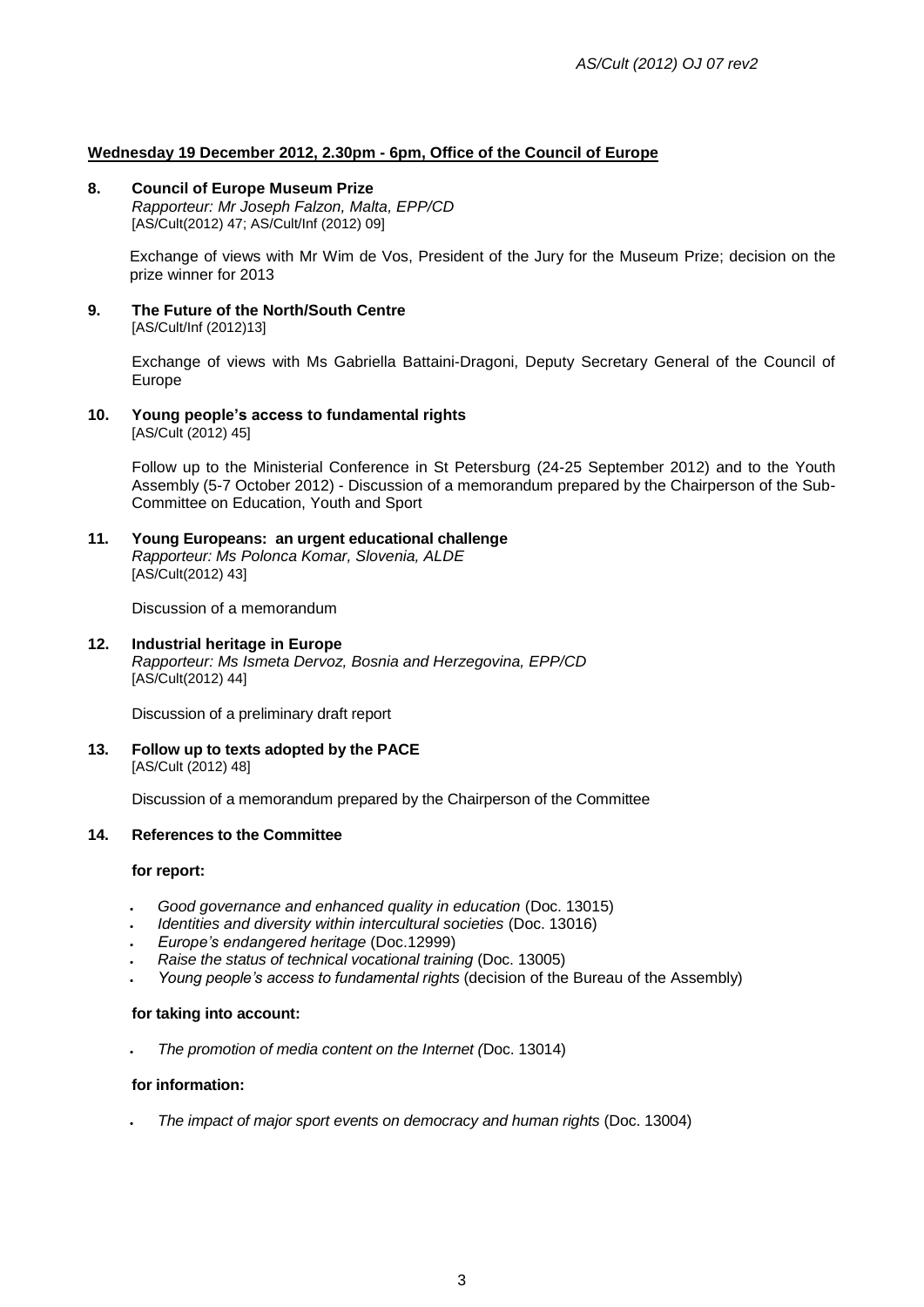**Wednesday 19 December 2012, 2.30pm - 6pm, Office of the Council of Europe**

**8. Council of Europe Museum Prize**
*Rapporteur: Mr Joseph Falzon, Malta, EPP/CD*
[AS/Cult(2012) 47; AS/Cult/Inf (2012) 09]

Exchange of views with Mr Wim de Vos, President of the Jury for the Museum Prize; decision on the prize winner for 2013

**9. The Future of the North/South Centre**
[AS/Cult/Inf (2012)13]

Exchange of views with Ms Gabriella Battaini-Dragoni, Deputy Secretary General of the Council of Europe

**10. Young people's access to fundamental rights**
[AS/Cult (2012) 45]

Follow up to the Ministerial Conference in St Petersburg (24-25 September 2012) and to the Youth Assembly (5-7 October 2012) - Discussion of a memorandum prepared by the Chairperson of the Sub-Committee on Education, Youth and Sport

**11. Young Europeans: an urgent educational challenge**
*Rapporteur: Ms Polonca Komar, Slovenia, ALDE*
[AS/Cult(2012) 43]

Discussion of a memorandum

**12. Industrial heritage in Europe**
*Rapporteur: Ms Ismeta Dervoz, Bosnia and Herzegovina, EPP/CD*
[AS/Cult(2012) 44]

Discussion of a preliminary draft report

**13. Follow up to texts adopted by the PACE**
[AS/Cult (2012) 48]

Discussion of a memorandum prepared by the Chairperson of the Committee

**14. References to the Committee**

**for report:**

- *Good governance and enhanced quality in education* (Doc. 13015)
- *Identities and diversity within intercultural societies* (Doc. 13016)
- *Europe's endangered heritage* (Doc.12999)
- *Raise the status of technical vocational training* (Doc. 13005)
- *Young people's access to fundamental rights* (decision of the Bureau of the Assembly)

**for taking into account:**

- *The promotion of media content on the Internet (*Doc. 13014)

**for information:**

- *The impact of major sport events on democracy and human rights* (Doc. 13004)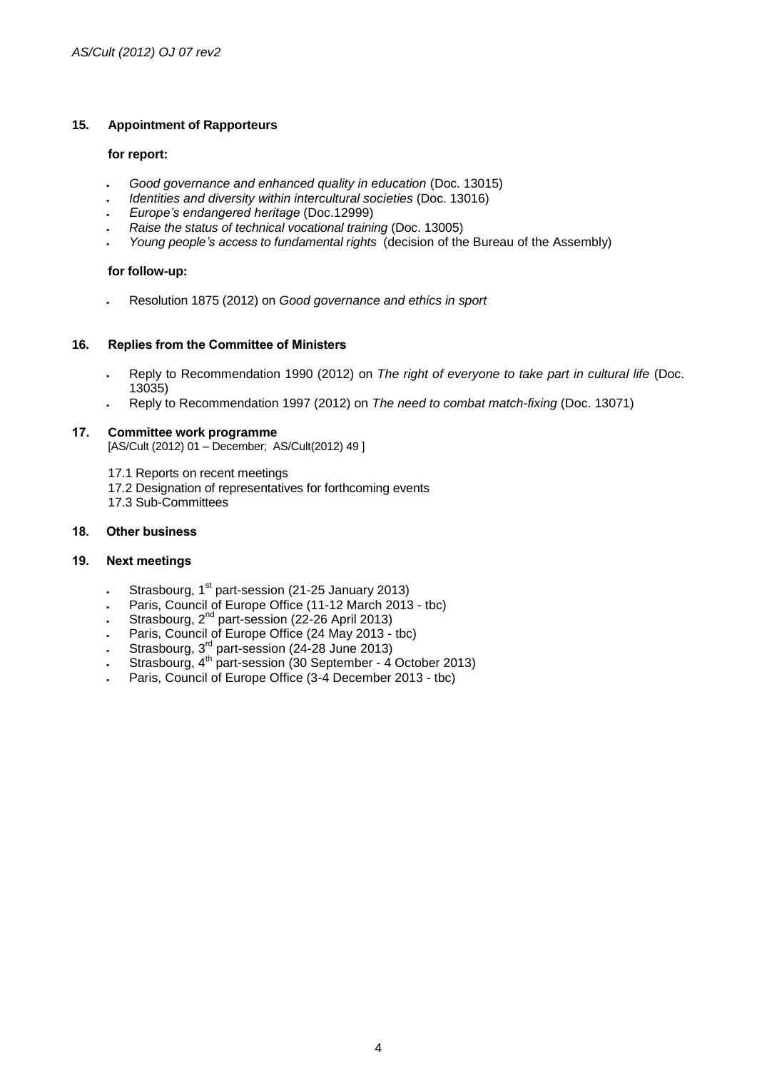**15. Appointment of Rapporteurs**

**for report:**

- *Good governance and enhanced quality in education* (Doc. 13015)
- *Identities and diversity within intercultural societies* (Doc. 13016)
- *Europe's endangered heritage* (Doc.12999)
- *Raise the status of technical vocational training* (Doc. 13005)
- *Young people's access to fundamental rights* (decision of the Bureau of the Assembly)

**for follow-up:**

- Resolution 1875 (2012) on *Good governance and ethics in sport*

**16. Replies from the Committee of Ministers**

- Reply to Recommendation 1990 (2012) on *The right of everyone to take part in cultural life* (Doc. 13035)
- Reply to Recommendation 1997 (2012) on *The need to combat match-fixing* (Doc. 13071)

**17. Committee work programme**
[AS/Cult (2012) 01 – December; AS/Cult(2012) 49 ]

17.1 Reports on recent meetings
17.2 Designation of representatives for forthcoming events
17.3 Sub-Committees

**18. Other business**

**19. Next meetings**

- Strasbourg, 1st part-session (21-25 January 2013)
- Paris, Council of Europe Office (11-12 March 2013 - tbc)
- Strasbourg, 2nd part-session (22-26 April 2013)
- Paris, Council of Europe Office (24 May 2013 - tbc)
- Strasbourg, 3rd part-session (24-28 June 2013)
- Strasbourg, 4th part-session (30 September - 4 October 2013)
- Paris, Council of Europe Office (3-4 December 2013 - tbc)